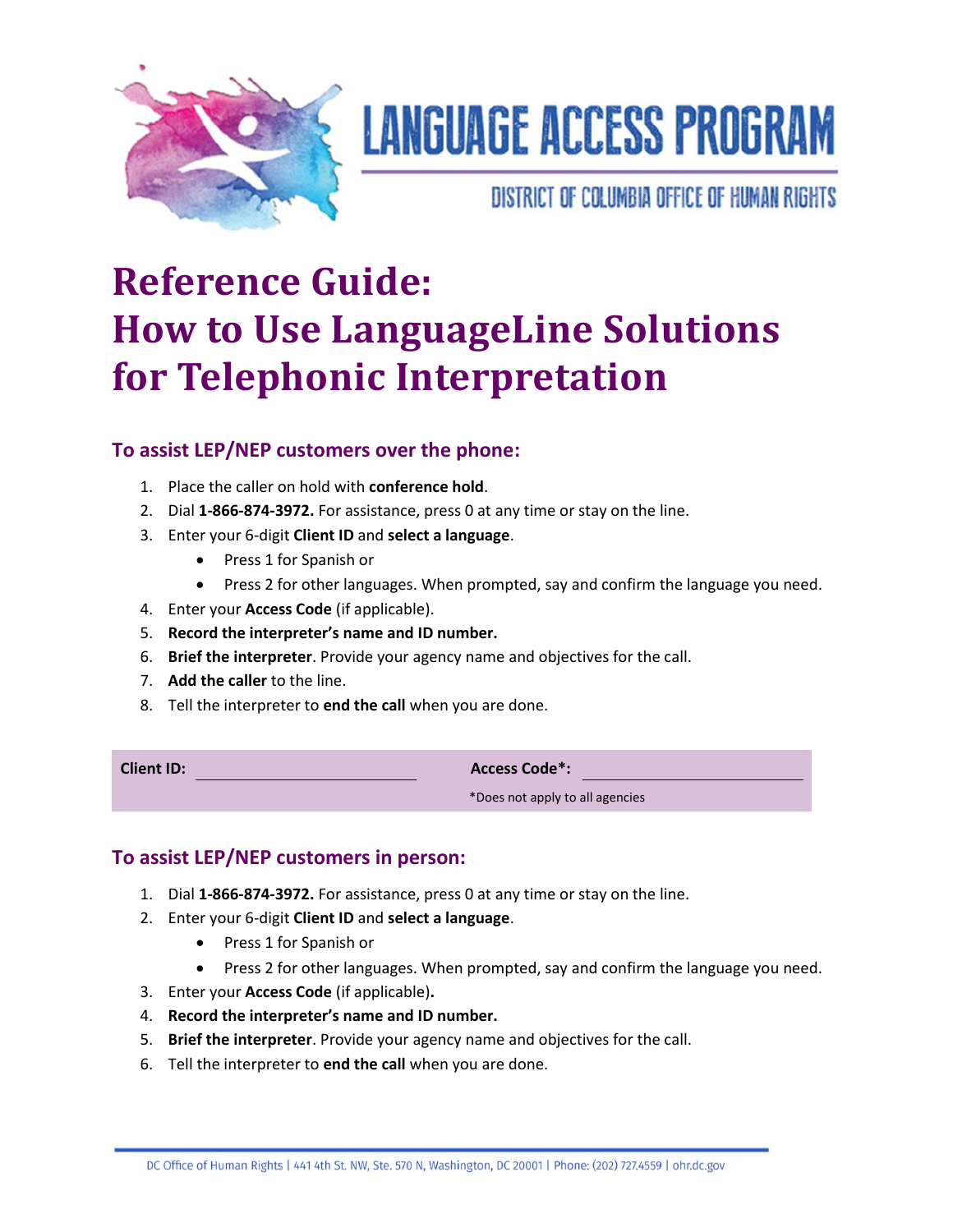# LANGUAGE ACCESS PROGRAM

DISTRICT OF COLUMBIA OFFICE OF HUMAN RIGHTS

# Reference Guide: How to Use LanguageLine Solutions for Telephonic Interpretation

## To assist LEP/NEP customers over the phone:

1. Place the caller on hold with **conference hold**.
2. Dial **1-866-874-3972.** For assistance, press 0 at any time or stay on the line.
3. Enter your 6-digit **Client ID** and **select a language**.
   - Press 1 for Spanish or
   - Press 2 for other languages. When prompted, say and confirm the language you need.
4. Enter your **Access Code** (if applicable).
5. **Record the interpreter's name and ID number.**
6. **Brief the interpreter**. Provide your agency name and objectives for the call.
7. **Add the caller** to the line.
8. Tell the interpreter to **end the call** when you are done.

| **Client ID:** _______________ | **Access Code*:** _______________ |
|---|---|
| | *Does not apply to all agencies |

## To assist LEP/NEP customers in person:

1. Dial **1-866-874-3972.** For assistance, press 0 at any time or stay on the line.
2. Enter your 6-digit **Client ID** and **select a language**.
   - Press 1 for Spanish or
   - Press 2 for other languages. When prompted, say and confirm the language you need.
3. Enter your **Access Code** (if applicable)**.**
4. **Record the interpreter's name and ID number.**
5. **Brief the interpreter**. Provide your agency name and objectives for the call.
6. Tell the interpreter to **end the call** when you are done.

DC Office of Human Rights | 441 4th St. NW, Ste. 570 N, Washington, DC 20001 | Phone: (202) 727.4559 | ohr.dc.gov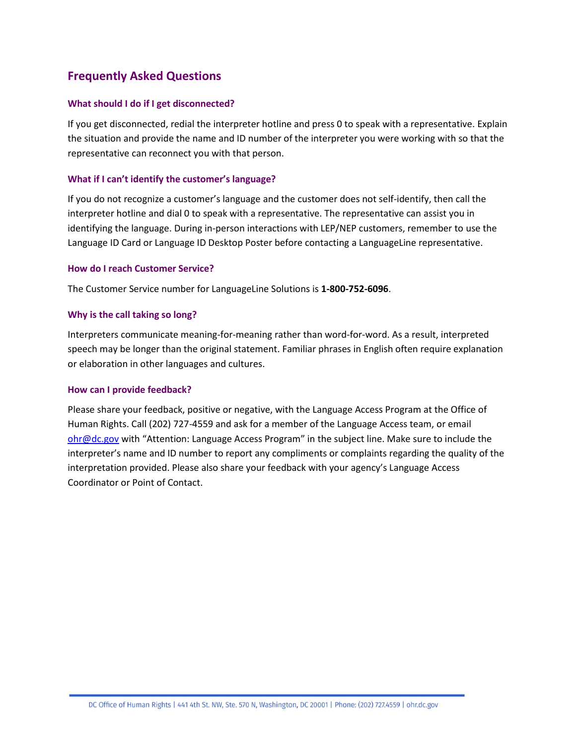## Frequently Asked Questions

### What should I do if I get disconnected?

If you get disconnected, redial the interpreter hotline and press 0 to speak with a representative. Explain the situation and provide the name and ID number of the interpreter you were working with so that the representative can reconnect you with that person.

### What if I can't identify the customer's language?

If you do not recognize a customer's language and the customer does not self-identify, then call the interpreter hotline and dial 0 to speak with a representative. The representative can assist you in identifying the language. During in-person interactions with LEP/NEP customers, remember to use the Language ID Card or Language ID Desktop Poster before contacting a LanguageLine representative.

### How do I reach Customer Service?

The Customer Service number for LanguageLine Solutions is **1-800-752-6096**.

### Why is the call taking so long?

Interpreters communicate meaning-for-meaning rather than word-for-word. As a result, interpreted speech may be longer than the original statement. Familiar phrases in English often require explanation or elaboration in other languages and cultures.

### How can I provide feedback?

Please share your feedback, positive or negative, with the Language Access Program at the Office of Human Rights. Call (202) 727-4559 and ask for a member of the Language Access team, or email ohr@dc.gov with "Attention: Language Access Program" in the subject line. Make sure to include the interpreter's name and ID number to report any compliments or complaints regarding the quality of the interpretation provided. Please also share your feedback with your agency's Language Access Coordinator or Point of Contact.